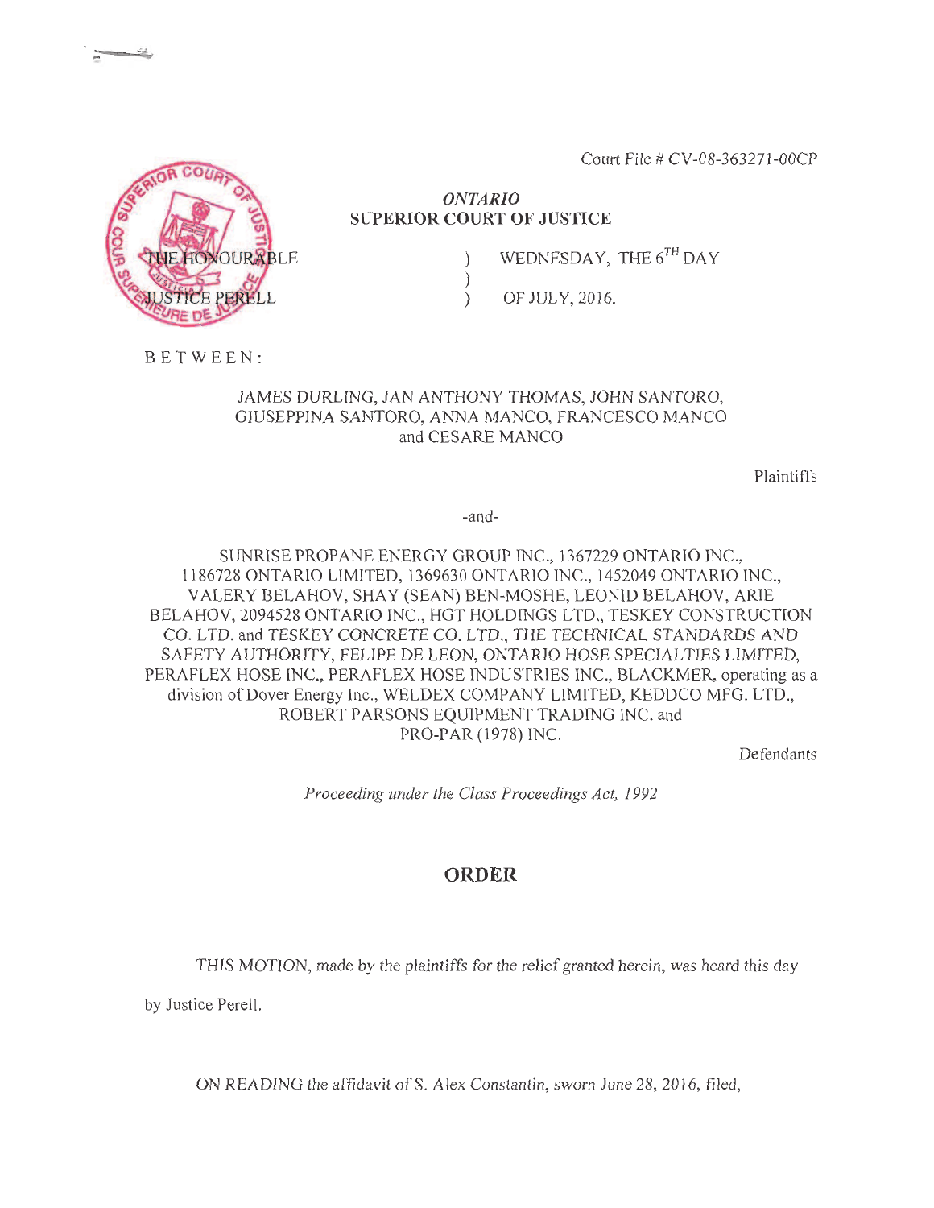Court File # CV-08-363271-00CP

*ONTARIO*
**SUPERIOR COURT OF JUSTICE**

THE HONOURABLE ) WEDNESDAY, THE 6[TH] DAY
)
JUSTICE PERELL ) OF JULY, 2016.

BETWEEN:

JAMES DURLING, JAN ANTHONY THOMAS, JOHN SANTORO, GIUSEPPINA SANTORO, ANNA MANCO, FRANCESCO MANCO and CESARE MANCO

Plaintiffs

-and-

SUNRISE PROPANE ENERGY GROUP INC., 1367229 ONTARIO INC., 1186728 ONTARIO LIMITED, 1369630 ONTARIO INC., 1452049 ONTARIO INC., VALERY BELAHOV, SHAY (SEAN) BEN-MOSHE, LEONID BELAHOV, ARIE BELAHOV, 2094528 ONTARIO INC., HGT HOLDINGS LTD., TESKEY CONSTRUCTION CO. LTD. and TESKEY CONCRETE CO. LTD., THE TECHNICAL STANDARDS AND SAFETY AUTHORITY, FELIPE DE LEON, ONTARIO HOSE SPECIALTIES LIMITED, PERAFLEX HOSE INC., PERAFLEX HOSE INDUSTRIES INC., BLACKMER, operating as a division of Dover Energy Inc., WELDEX COMPANY LIMITED, KEDDCO MFG. LTD., ROBERT PARSONS EQUIPMENT TRADING INC. and PRO-PAR (1978) INC.

Defendants

*Proceeding under the Class Proceedings Act, 1992*

## ORDER

THIS MOTION, made by the plaintiffs for the relief granted herein, was heard this day by Justice Perell.

ON READING the affidavit of S. Alex Constantin, sworn June 28, 2016, filed,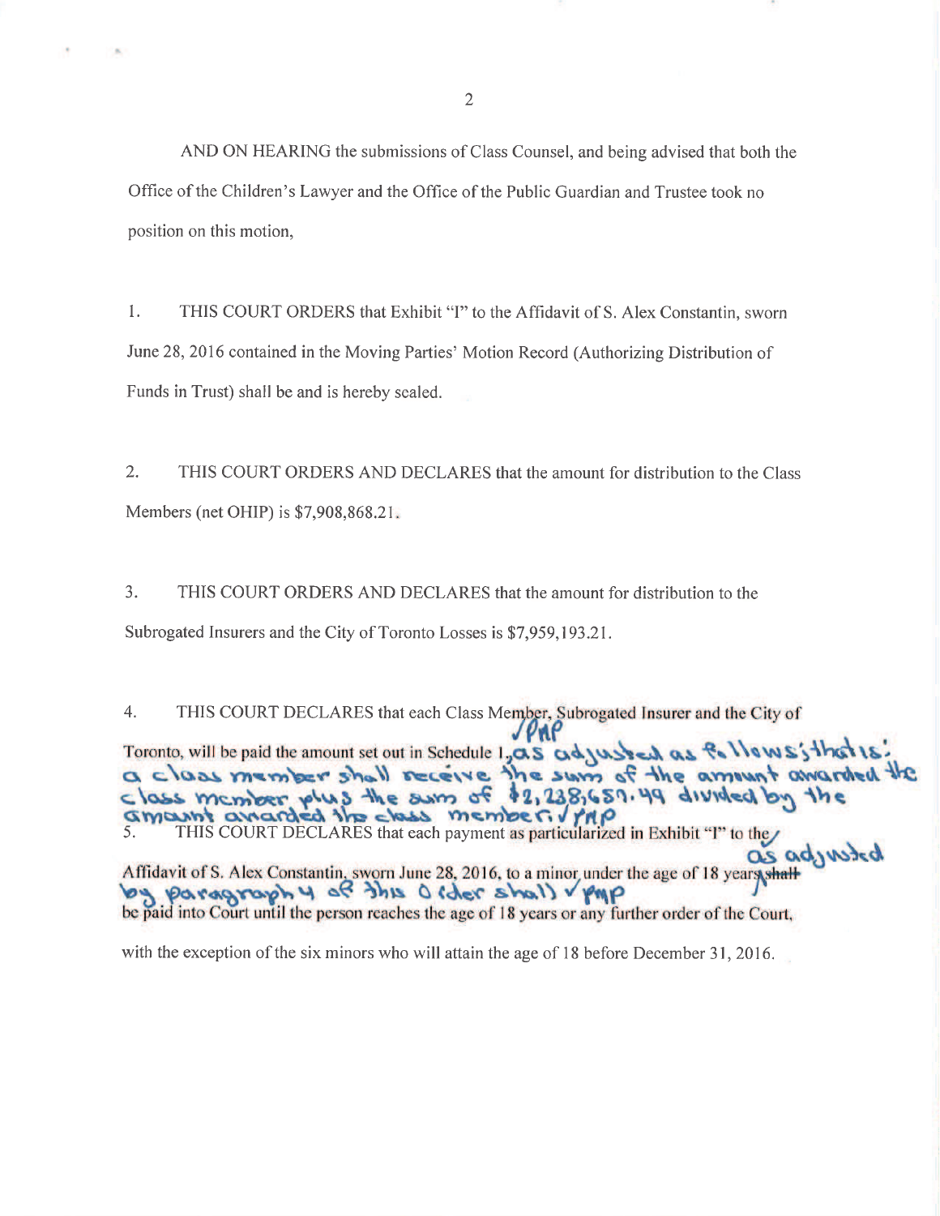AND ON HEARING the submissions of Class Counsel, and being advised that both the Office of the Children's Lawyer and the Office of the Public Guardian and Trustee took no position on this motion,

1. THIS COURT ORDERS that Exhibit "I" to the Affidavit of S. Alex Constantin, sworn June 28, 2016 contained in the Moving Parties' Motion Record (Authorizing Distribution of Funds in Trust) shall be and is hereby sealed.

2. THIS COURT ORDERS AND DECLARES that the amount for distribution to the Class Members (net OHIP) is $7,908,868.21.

3. THIS COURT ORDERS AND DECLARES that the amount for distribution to the Subrogated Insurers and the City of Toronto Losses is $7,959,193.21.

4. THIS COURT DECLARES that each Class Member, Subrogated Insurer and the City of Toronto, will be paid the amount set out in Schedule 1, as adjusted as follows; that is: a class member shall receive the sum of the amount awarded the class member plus the sum of $2,238,659.49 divided by the amount awarded the class member. PMP

5. THIS COURT DECLARES that each payment as particularized in Exhibit "I" to the Affidavit of S. Alex Constantin, sworn June 28, 2016, to a minor under the age of 18 years as adjusted by paragraph 4 of this Order shall PMP be paid into Court until the person reaches the age of 18 years or any further order of the Court, with the exception of the six minors who will attain the age of 18 before December 31, 2016.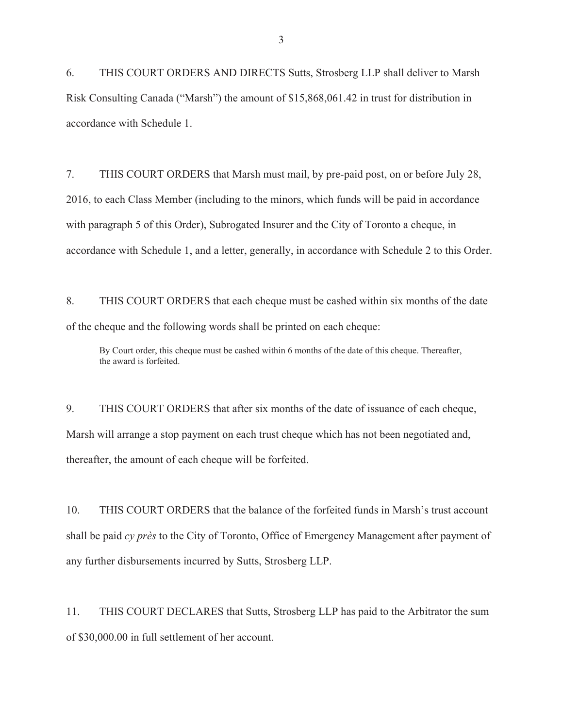6. THIS COURT ORDERS AND DIRECTS Sutts, Strosberg LLP shall deliver to Marsh Risk Consulting Canada ("Marsh") the amount of $15,868,061.42 in trust for distribution in accordance with Schedule 1.

7. THIS COURT ORDERS that Marsh must mail, by pre-paid post, on or before July 28, 2016, to each Class Member (including to the minors, which funds will be paid in accordance with paragraph 5 of this Order), Subrogated Insurer and the City of Toronto a cheque, in accordance with Schedule 1, and a letter, generally, in accordance with Schedule 2 to this Order.

8. THIS COURT ORDERS that each cheque must be cashed within six months of the date of the cheque and the following words shall be printed on each cheque:

> By Court order, this cheque must be cashed within 6 months of the date of this cheque. Thereafter, the award is forfeited.

9. THIS COURT ORDERS that after six months of the date of issuance of each cheque, Marsh will arrange a stop payment on each trust cheque which has not been negotiated and, thereafter, the amount of each cheque will be forfeited.

10. THIS COURT ORDERS that the balance of the forfeited funds in Marsh's trust account shall be paid *cy près* to the City of Toronto, Office of Emergency Management after payment of any further disbursements incurred by Sutts, Strosberg LLP.

11. THIS COURT DECLARES that Sutts, Strosberg LLP has paid to the Arbitrator the sum of $30,000.00 in full settlement of her account.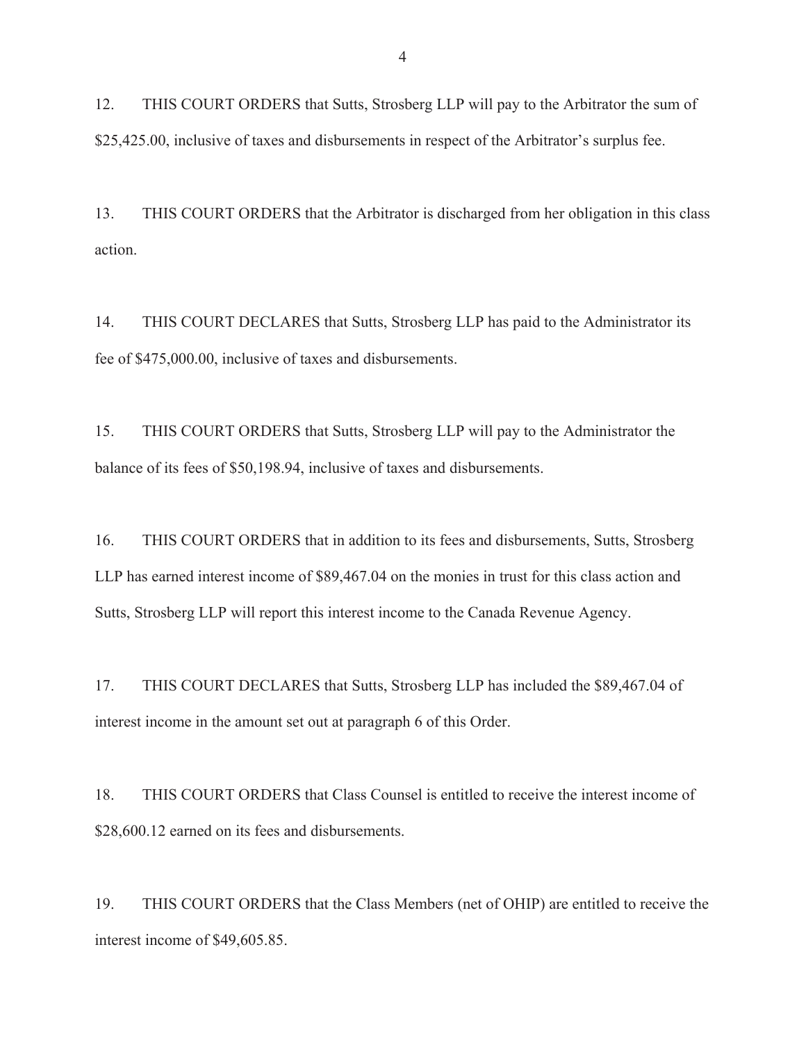12. THIS COURT ORDERS that Sutts, Strosberg LLP will pay to the Arbitrator the sum of $25,425.00, inclusive of taxes and disbursements in respect of the Arbitrator's surplus fee.

13. THIS COURT ORDERS that the Arbitrator is discharged from her obligation in this class action.

14. THIS COURT DECLARES that Sutts, Strosberg LLP has paid to the Administrator its fee of $475,000.00, inclusive of taxes and disbursements.

15. THIS COURT ORDERS that Sutts, Strosberg LLP will pay to the Administrator the balance of its fees of $50,198.94, inclusive of taxes and disbursements.

16. THIS COURT ORDERS that in addition to its fees and disbursements, Sutts, Strosberg LLP has earned interest income of $89,467.04 on the monies in trust for this class action and Sutts, Strosberg LLP will report this interest income to the Canada Revenue Agency.

17. THIS COURT DECLARES that Sutts, Strosberg LLP has included the $89,467.04 of interest income in the amount set out at paragraph 6 of this Order.

18. THIS COURT ORDERS that Class Counsel is entitled to receive the interest income of $28,600.12 earned on its fees and disbursements.

19. THIS COURT ORDERS that the Class Members (net of OHIP) are entitled to receive the interest income of $49,605.85.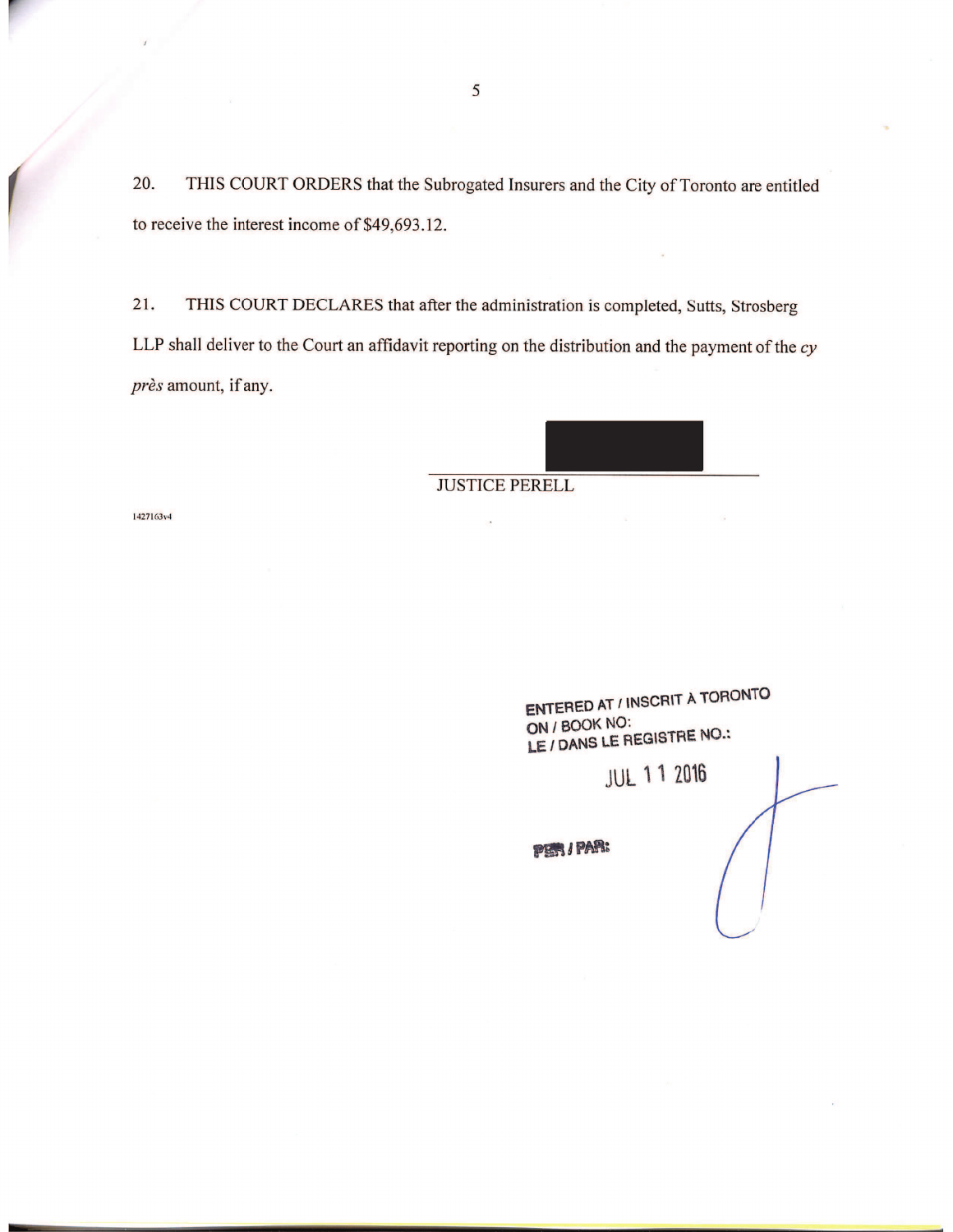20. THIS COURT ORDERS that the Subrogated Insurers and the City of Toronto are entitled to receive the interest income of $49,693.12.

21. THIS COURT DECLARES that after the administration is completed, Sutts, Strosberg LLP shall deliver to the Court an affidavit reporting on the distribution and the payment of the *cy près* amount, if any.

JUSTICE PERELL

1427163v4

ENTERED AT / INSCRIT À TORONTO
ON / BOOK NO:
LE / DANS LE REGISTRE NO.:

JUL 11 2016

PER / PAR: